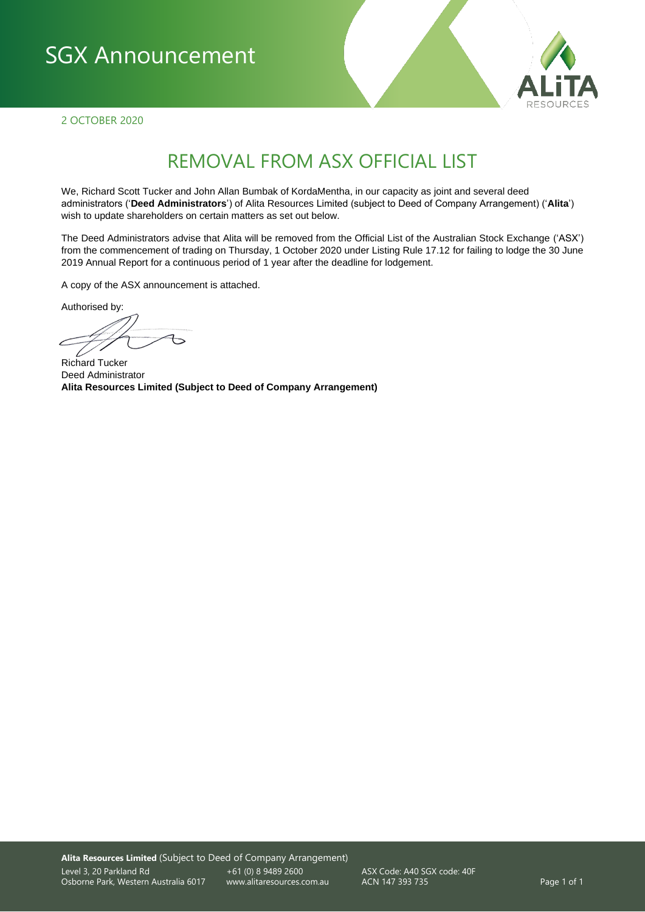# SGX Announcement

2 OCTOBER 2020

## REMOVAL FROM ASX OFFICIAL LIST

We, Richard Scott Tucker and John Allan Bumbak of KordaMentha, in our capacity as joint and several deed administrators ('**Deed Administrators**') of Alita Resources Limited (subject to Deed of Company Arrangement) ('**Alita**') wish to update shareholders on certain matters as set out below.

The Deed Administrators advise that Alita will be removed from the Official List of the Australian Stock Exchange ('ASX') from the commencement of trading on Thursday, 1 October 2020 under Listing Rule 17.12 for failing to lodge the 30 June 2019 Annual Report for a continuous period of 1 year after the deadline for lodgement.

A copy of the ASX announcement is attached.

Authorised by:

Richard Tucker
Deed Administrator
**Alita Resources Limited (Subject to Deed of Company Arrangement)**

**Alita Resources Limited** (Subject to Deed of Company Arrangement)
Level 3, 20 Parkland Rd
Osborne Park, Western Australia 6017
+61 (0) 8 9489 2600
www.alitaresources.com.au
ASX Code: A40 SGX code: 40F
ACN 147 393 735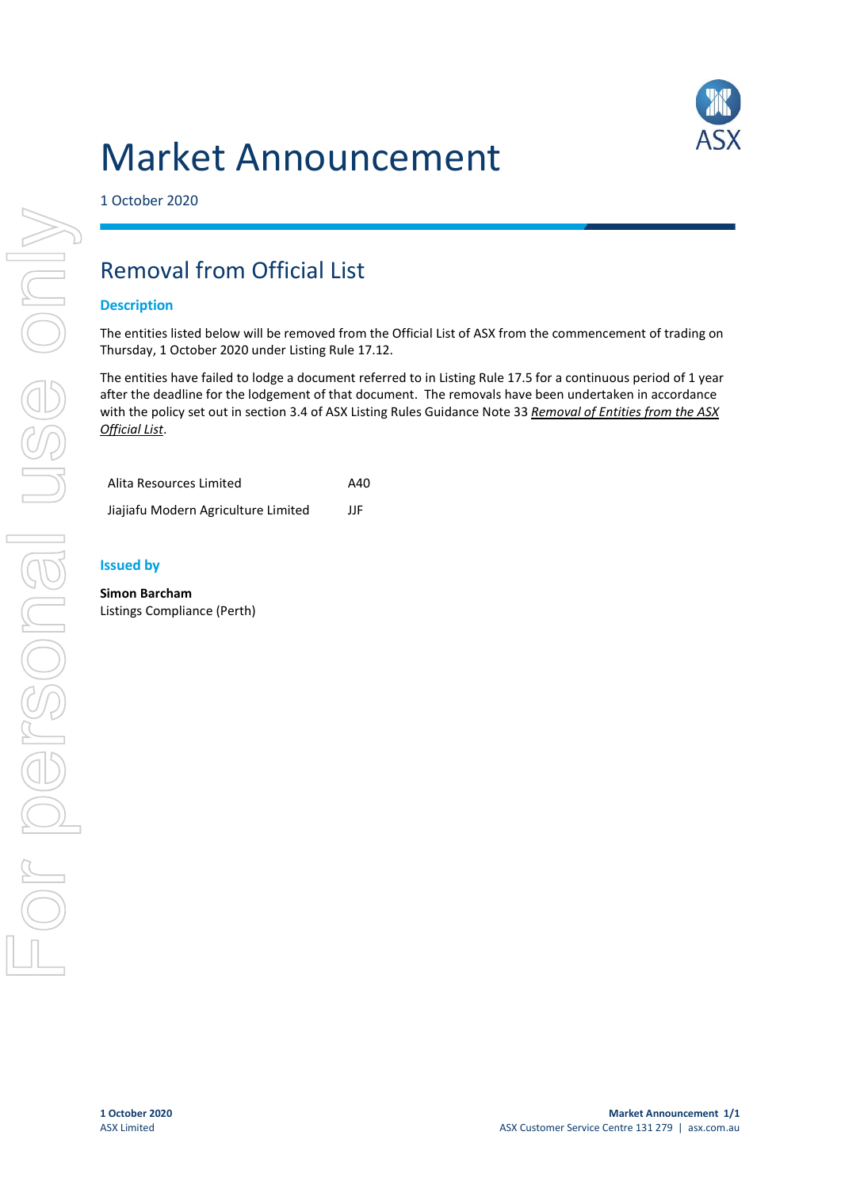# Market Announcement

1 October 2020

## Removal from Official List

### Description

The entities listed below will be removed from the Official List of ASX from the commencement of trading on Thursday, 1 October 2020 under Listing Rule 17.12.

The entities have failed to lodge a document referred to in Listing Rule 17.5 for a continuous period of 1 year after the deadline for the lodgement of that document. The removals have been undertaken in accordance with the policy set out in section 3.4 of ASX Listing Rules Guidance Note 33 *Removal of Entities from the ASX Official List*.

| | |
|---|---|
| Alita Resources Limited | A40 |
| Jiajiafu Modern Agriculture Limited | JJF |

### Issued by

**Simon Barcham**
Listings Compliance (Perth)